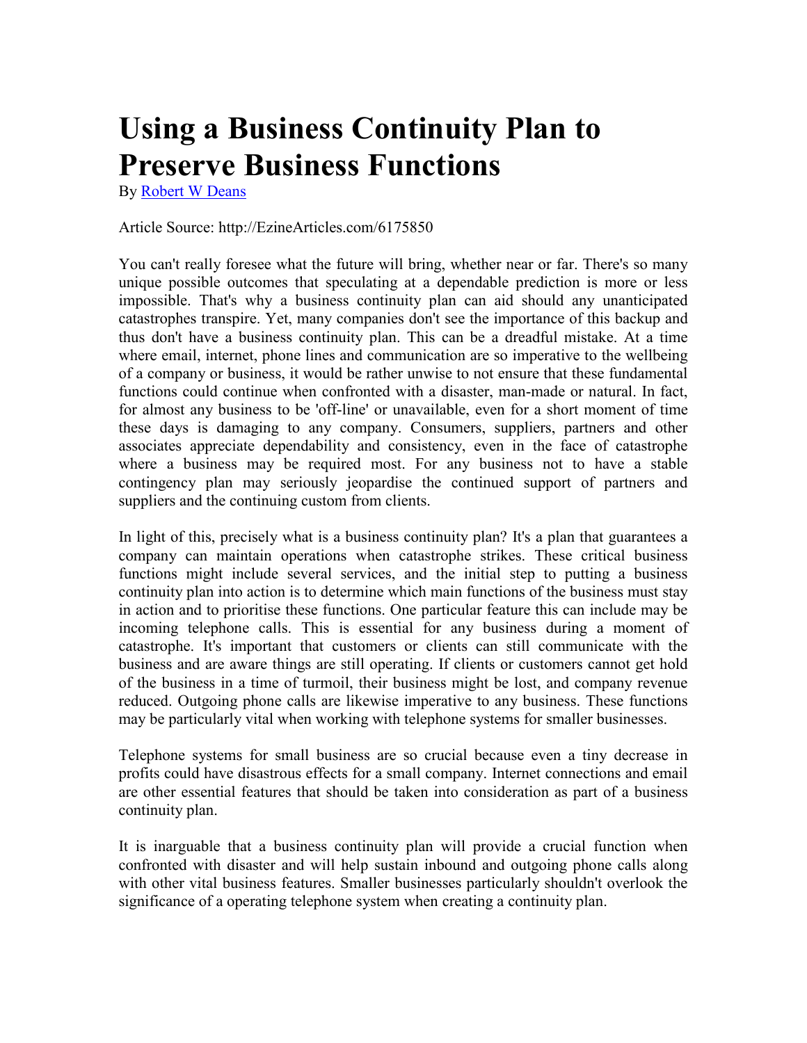# Using a Business Continuity Plan to Preserve Business Functions

By Robert W Deans

Article Source: http://EzineArticles.com/6175850

You can't really foresee what the future will bring, whether near or far. There's so many unique possible outcomes that speculating at a dependable prediction is more or less impossible. That's why a business continuity plan can aid should any unanticipated catastrophes transpire. Yet, many companies don't see the importance of this backup and thus don't have a business continuity plan. This can be a dreadful mistake. At a time where email, internet, phone lines and communication are so imperative to the wellbeing of a company or business, it would be rather unwise to not ensure that these fundamental functions could continue when confronted with a disaster, man-made or natural. In fact, for almost any business to be 'off-line' or unavailable, even for a short moment of time these days is damaging to any company. Consumers, suppliers, partners and other associates appreciate dependability and consistency, even in the face of catastrophe where a business may be required most. For any business not to have a stable contingency plan may seriously jeopardise the continued support of partners and suppliers and the continuing custom from clients.

In light of this, precisely what is a business continuity plan? It's a plan that guarantees a company can maintain operations when catastrophe strikes. These critical business functions might include several services, and the initial step to putting a business continuity plan into action is to determine which main functions of the business must stay in action and to prioritise these functions. One particular feature this can include may be incoming telephone calls. This is essential for any business during a moment of catastrophe. It's important that customers or clients can still communicate with the business and are aware things are still operating. If clients or customers cannot get hold of the business in a time of turmoil, their business might be lost, and company revenue reduced. Outgoing phone calls are likewise imperative to any business. These functions may be particularly vital when working with telephone systems for smaller businesses.

Telephone systems for small business are so crucial because even a tiny decrease in profits could have disastrous effects for a small company. Internet connections and email are other essential features that should be taken into consideration as part of a business continuity plan.

It is inarguable that a business continuity plan will provide a crucial function when confronted with disaster and will help sustain inbound and outgoing phone calls along with other vital business features. Smaller businesses particularly shouldn't overlook the significance of a operating telephone system when creating a continuity plan.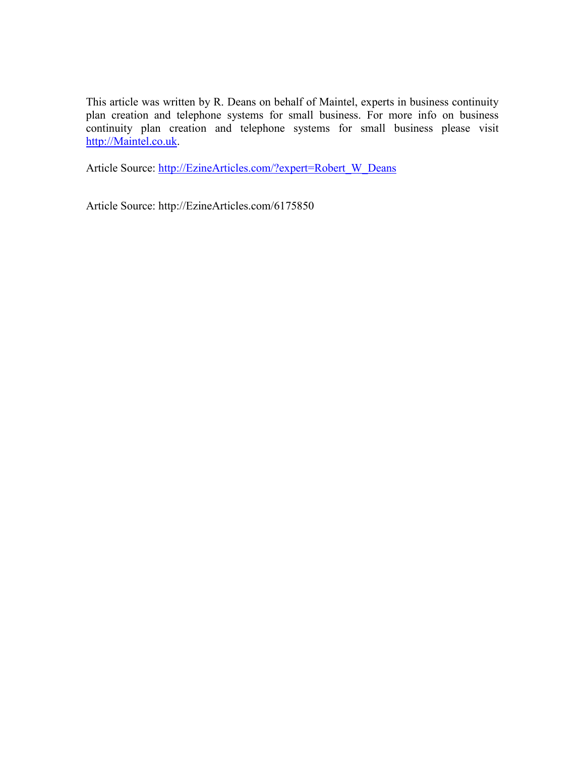This article was written by R. Deans on behalf of Maintel, experts in business continuity plan creation and telephone systems for small business. For more info on business continuity plan creation and telephone systems for small business please visit [http://Maintel.co.uk](http://Maintel.co.uk).

Article Source: [http://EzineArticles.com/?expert=Robert_W_Deans](http://EzineArticles.com/?expert=Robert_W_Deans)

Article Source: http://EzineArticles.com/6175850